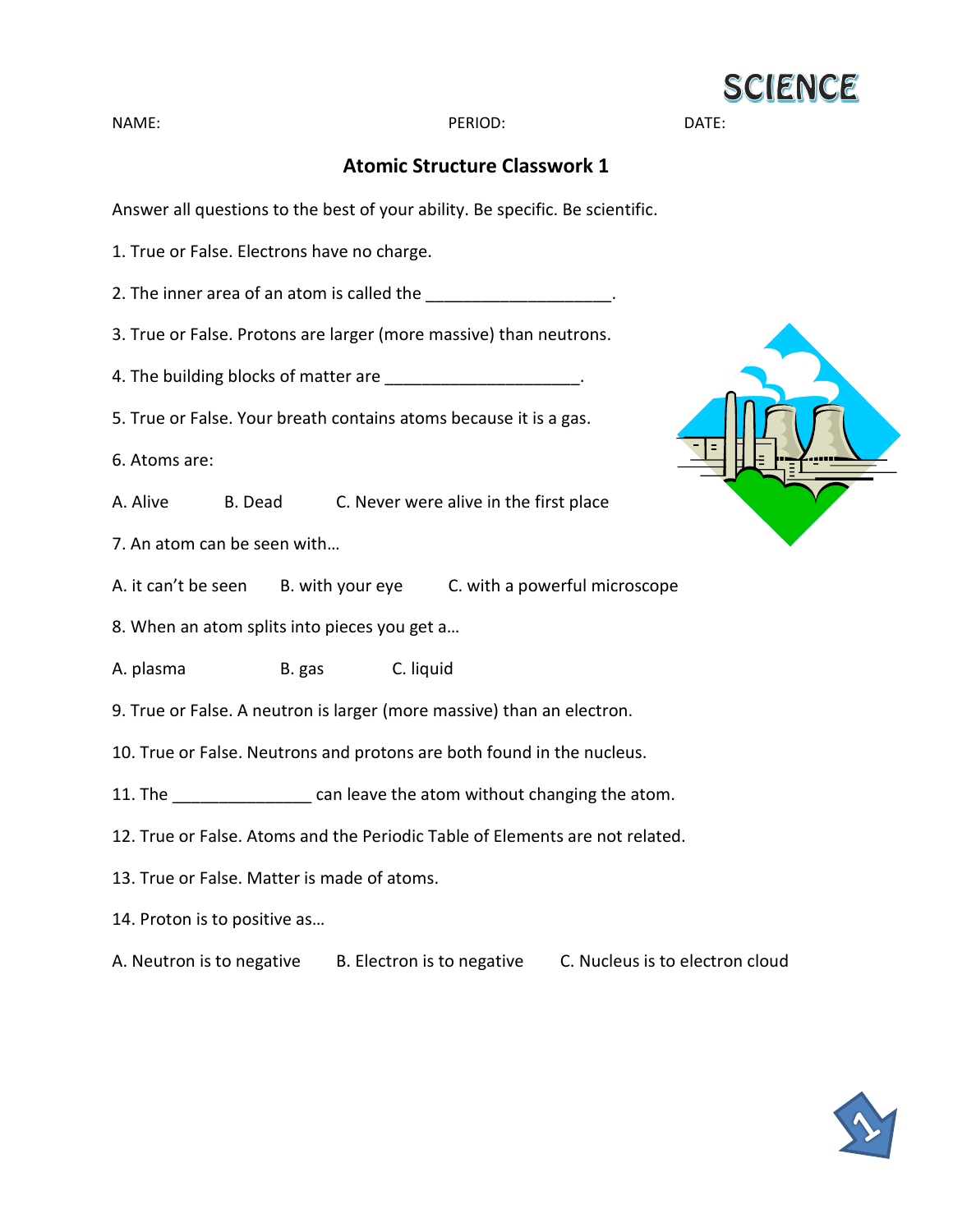SCIENCE

NAME: PERIOD: DATE:

## Atomic Structure Classwork 1

Answer all questions to the best of your ability. Be specific. Be scientific.

1. True or False. Electrons have no charge.

2. The inner area of an atom is called the ____________________.

3. True or False. Protons are larger (more massive) than neutrons.

4. The building blocks of matter are _____________________.

5. True or False. Your breath contains atoms because it is a gas.

6. Atoms are:

A. Alive B. Dead C. Never were alive in the first place

7. An atom can be seen with…

A. it can't be seen B. with your eye C. with a powerful microscope

8. When an atom splits into pieces you get a…

A. plasma B. gas C. liquid

9. True or False. A neutron is larger (more massive) than an electron.

10. True or False. Neutrons and protons are both found in the nucleus.

11. The _______________ can leave the atom without changing the atom.

12. True or False. Atoms and the Periodic Table of Elements are not related.

13. True or False. Matter is made of atoms.

14. Proton is to positive as…

A. Neutron is to negative B. Electron is to negative C. Nucleus is to electron cloud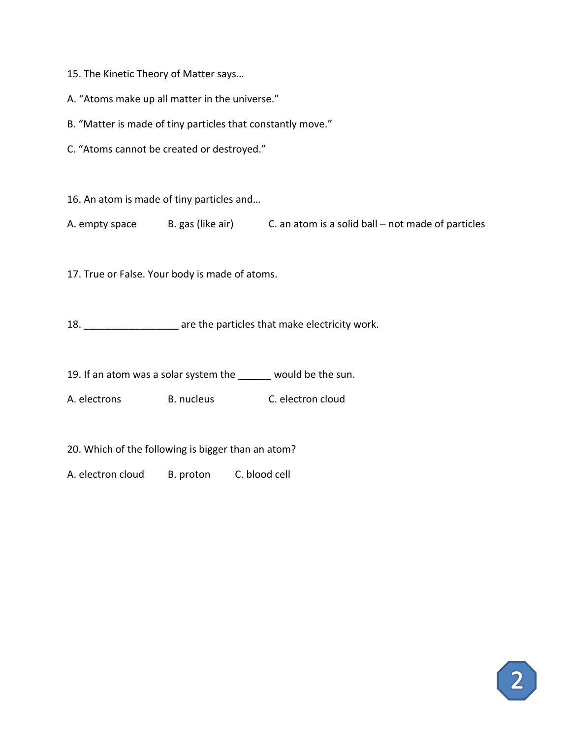15. The Kinetic Theory of Matter says…

A. "Atoms make up all matter in the universe."

B. "Matter is made of tiny particles that constantly move."

C. "Atoms cannot be created or destroyed."

16. An atom is made of tiny particles and…

A. empty space B. gas (like air) C. an atom is a solid ball – not made of particles

17. True or False. Your body is made of atoms.

18. _________________ are the particles that make electricity work.

19. If an atom was a solar system the ______ would be the sun.

A. electrons B. nucleus C. electron cloud

20. Which of the following is bigger than an atom?

A. electron cloud B. proton C. blood cell